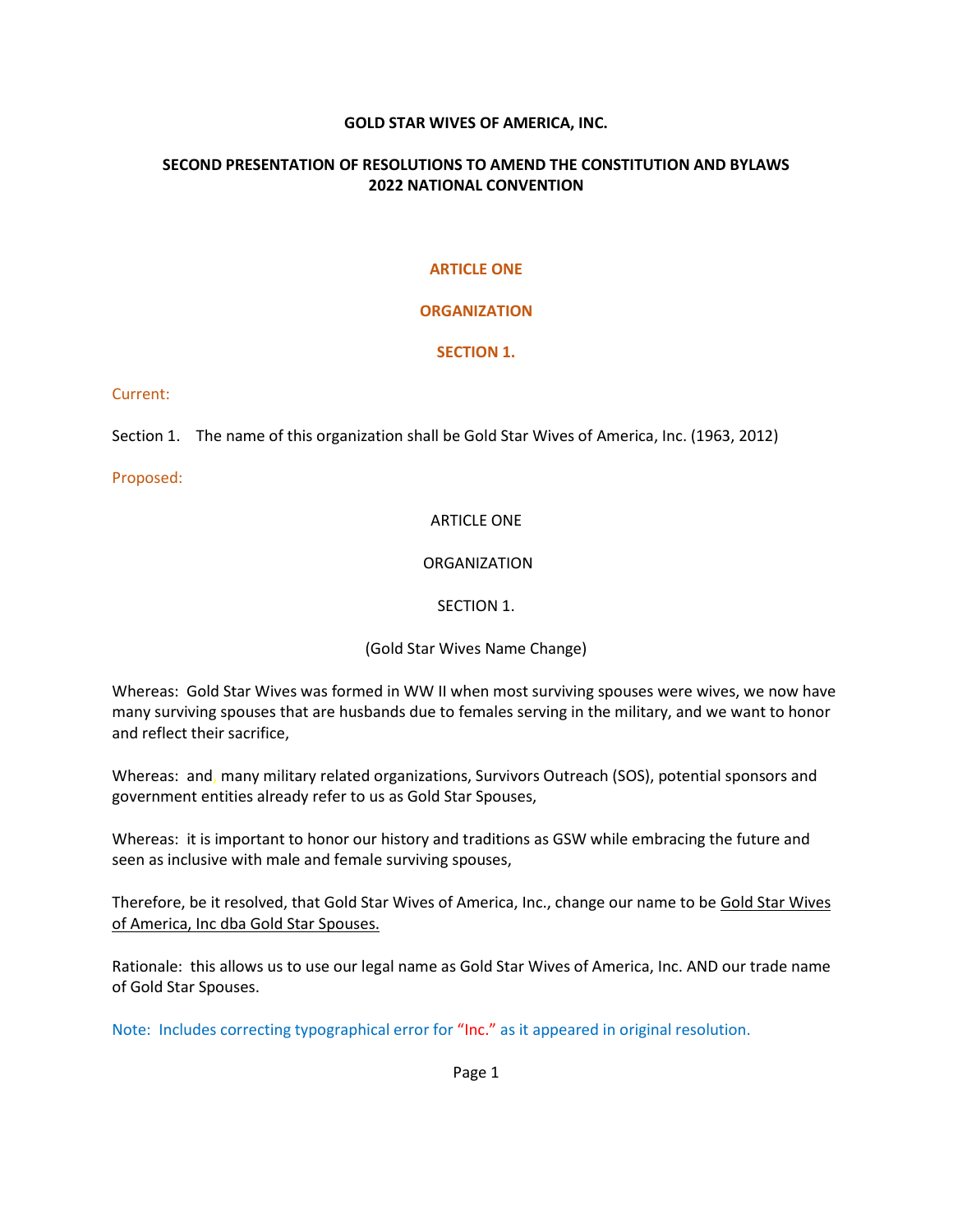**GOLD STAR WIVES OF AMERICA, INC.**

**SECOND PRESENTATION OF RESOLUTIONS TO AMEND THE CONSTITUTION AND BYLAWS 2022 NATIONAL CONVENTION**

**ARTICLE ONE**

**ORGANIZATION**

**SECTION 1.**

Current:

Section 1. The name of this organization shall be Gold Star Wives of America, Inc. (1963, 2012)

Proposed:

ARTICLE ONE

ORGANIZATION

SECTION 1.

(Gold Star Wives Name Change)

Whereas: Gold Star Wives was formed in WW II when most surviving spouses were wives, we now have many surviving spouses that are husbands due to females serving in the military, and we want to honor and reflect their sacrifice,

Whereas: and, many military related organizations, Survivors Outreach (SOS), potential sponsors and government entities already refer to us as Gold Star Spouses,

Whereas: it is important to honor our history and traditions as GSW while embracing the future and seen as inclusive with male and female surviving spouses,

Therefore, be it resolved, that Gold Star Wives of America, Inc., change our name to be <u>Gold Star Wives of America, Inc dba Gold Star Spouses.</u>

Rationale: this allows us to use our legal name as Gold Star Wives of America, Inc. AND our trade name of Gold Star Spouses.

Note: Includes correcting typographical error for "Inc." as it appeared in original resolution.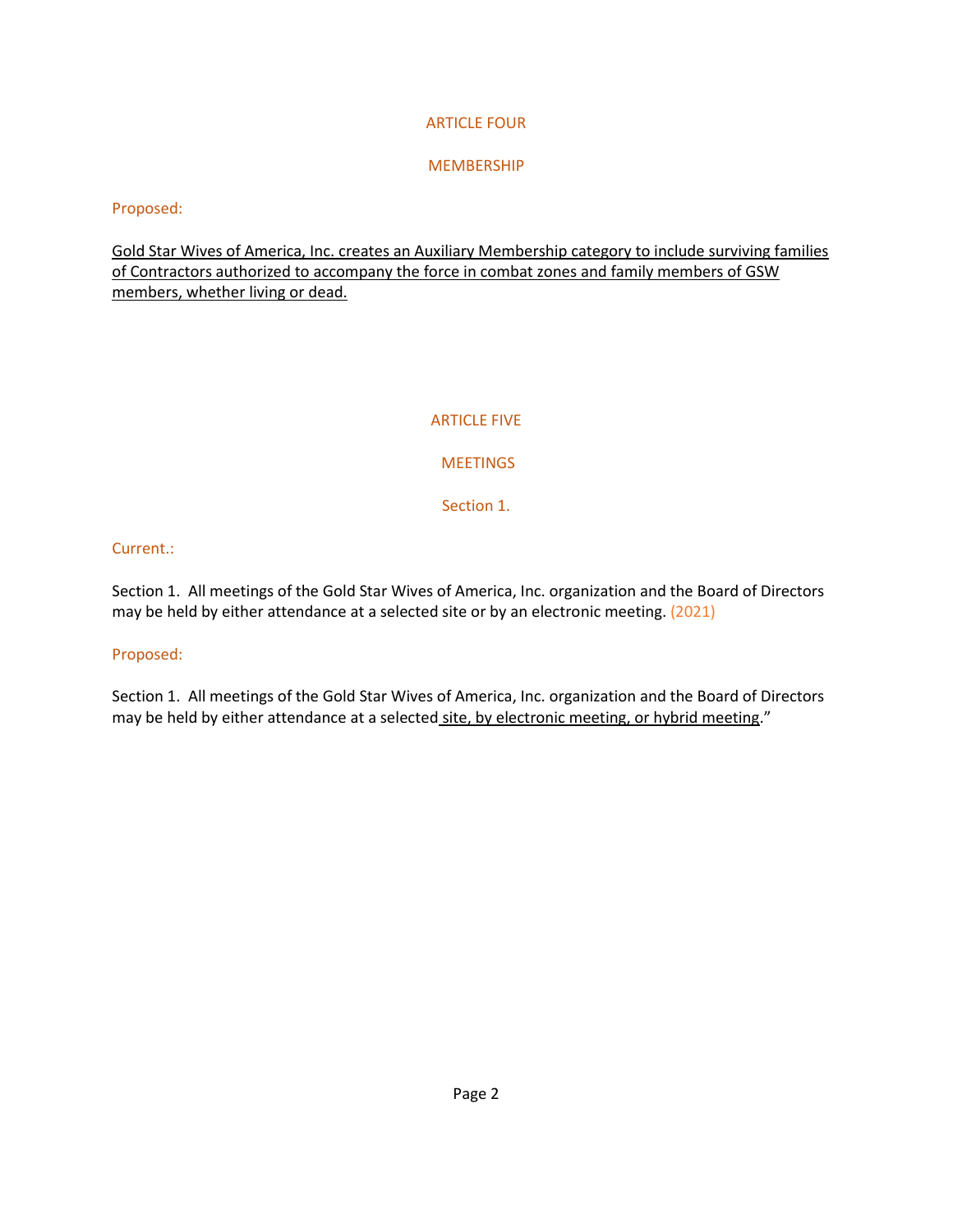## ARTICLE FOUR

## MEMBERSHIP

Proposed:

<u>Gold Star Wives of America, Inc. creates an Auxiliary Membership category to include surviving families of Contractors authorized to accompany the force in combat zones and family members of GSW members, whether living or dead.</u>

## ARTICLE FIVE

## MEETINGS

### Section 1.

Current.:

Section 1. All meetings of the Gold Star Wives of America, Inc. organization and the Board of Directors may be held by either attendance at a selected site or by an electronic meeting. (2021)

Proposed:

Section 1. All meetings of the Gold Star Wives of America, Inc. organization and the Board of Directors may be held by either attendance at a selected <u>site, by electronic meeting, or hybrid meeting</u>."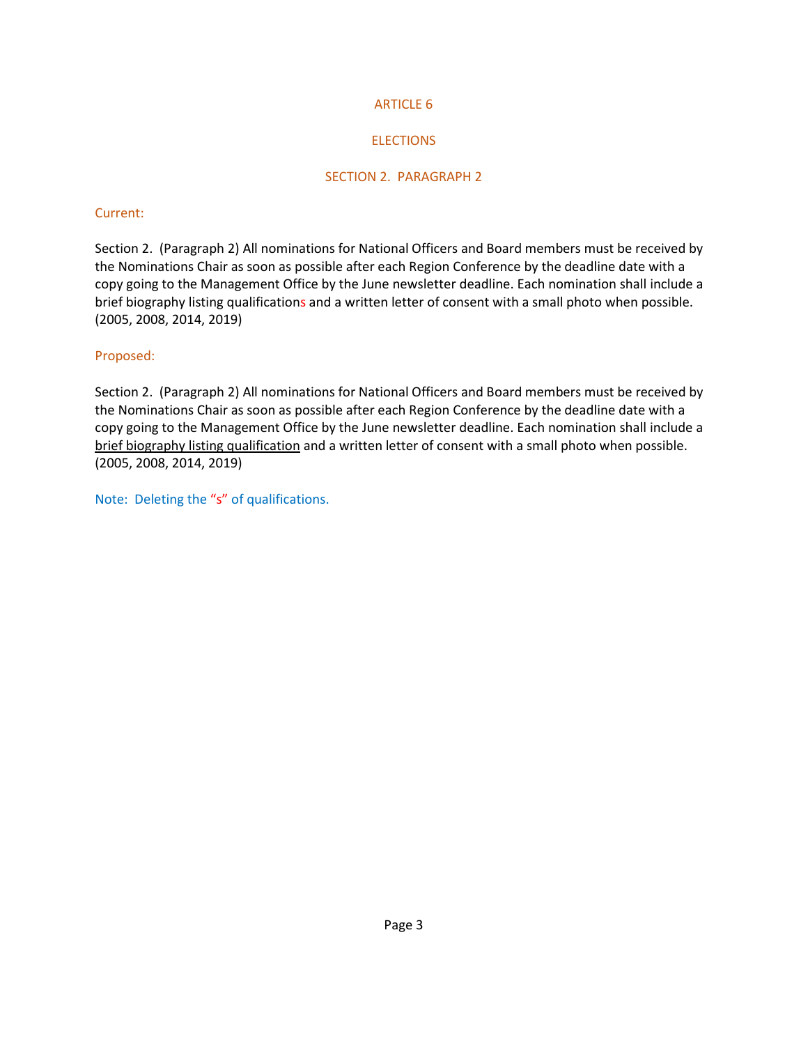ARTICLE 6

ELECTIONS

SECTION 2. PARAGRAPH 2

Current:

Section 2. (Paragraph 2) All nominations for National Officers and Board members must be received by the Nominations Chair as soon as possible after each Region Conference by the deadline date with a copy going to the Management Office by the June newsletter deadline. Each nomination shall include a brief biography listing qualifications and a written letter of consent with a small photo when possible. (2005, 2008, 2014, 2019)

Proposed:

Section 2. (Paragraph 2) All nominations for National Officers and Board members must be received by the Nominations Chair as soon as possible after each Region Conference by the deadline date with a copy going to the Management Office by the June newsletter deadline. Each nomination shall include a <u>brief biography listing qualification</u> and a written letter of consent with a small photo when possible. (2005, 2008, 2014, 2019)

Note: Deleting the "s" of qualifications.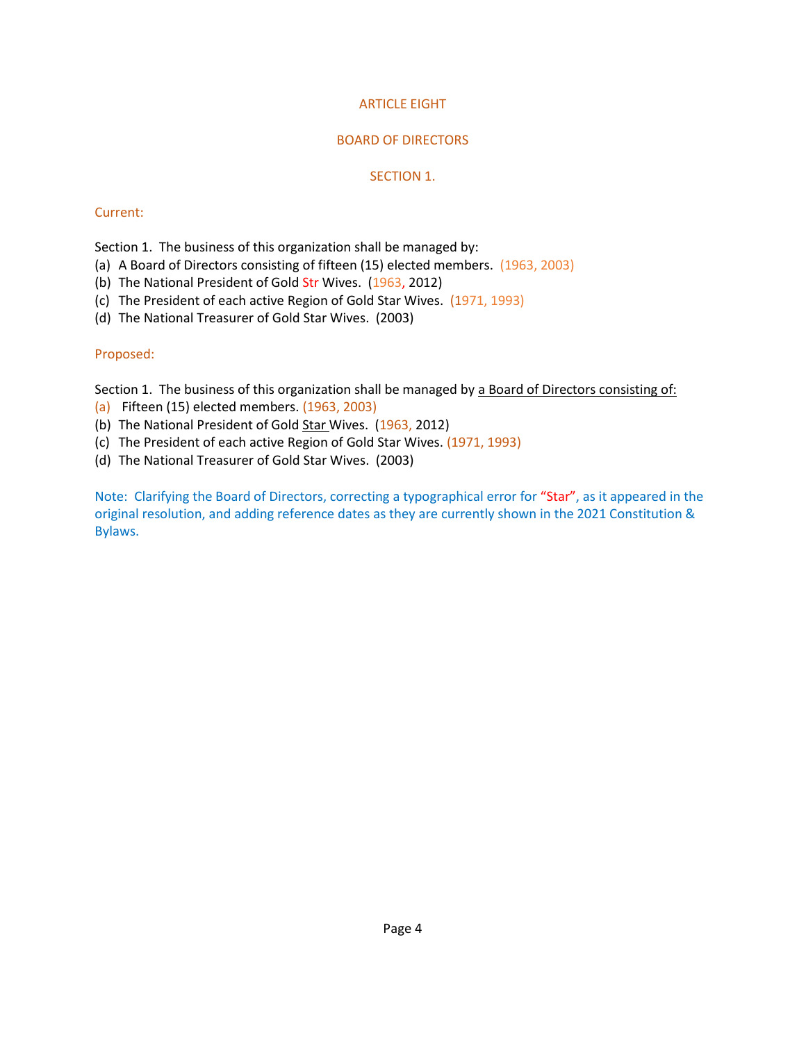# ARTICLE EIGHT

## BOARD OF DIRECTORS

### SECTION 1.

Current:

Section 1. The business of this organization shall be managed by:

(a) A Board of Directors consisting of fifteen (15) elected members. (1963, 2003)
(b) The National President of Gold Str Wives. (1963, 2012)
(c) The President of each active Region of Gold Star Wives. (1971, 1993)
(d) The National Treasurer of Gold Star Wives. (2003)

Proposed:

Section 1. The business of this organization shall be managed by <u>a Board of Directors consisting of:</u>

(a) Fifteen (15) elected members. (1963, 2003)
(b) The National President of Gold <u>Star</u> Wives. (1963, 2012)
(c) The President of each active Region of Gold Star Wives. (1971, 1993)
(d) The National Treasurer of Gold Star Wives. (2003)

Note: Clarifying the Board of Directors, correcting a typographical error for "Star", as it appeared in the original resolution, and adding reference dates as they are currently shown in the 2021 Constitution & Bylaws.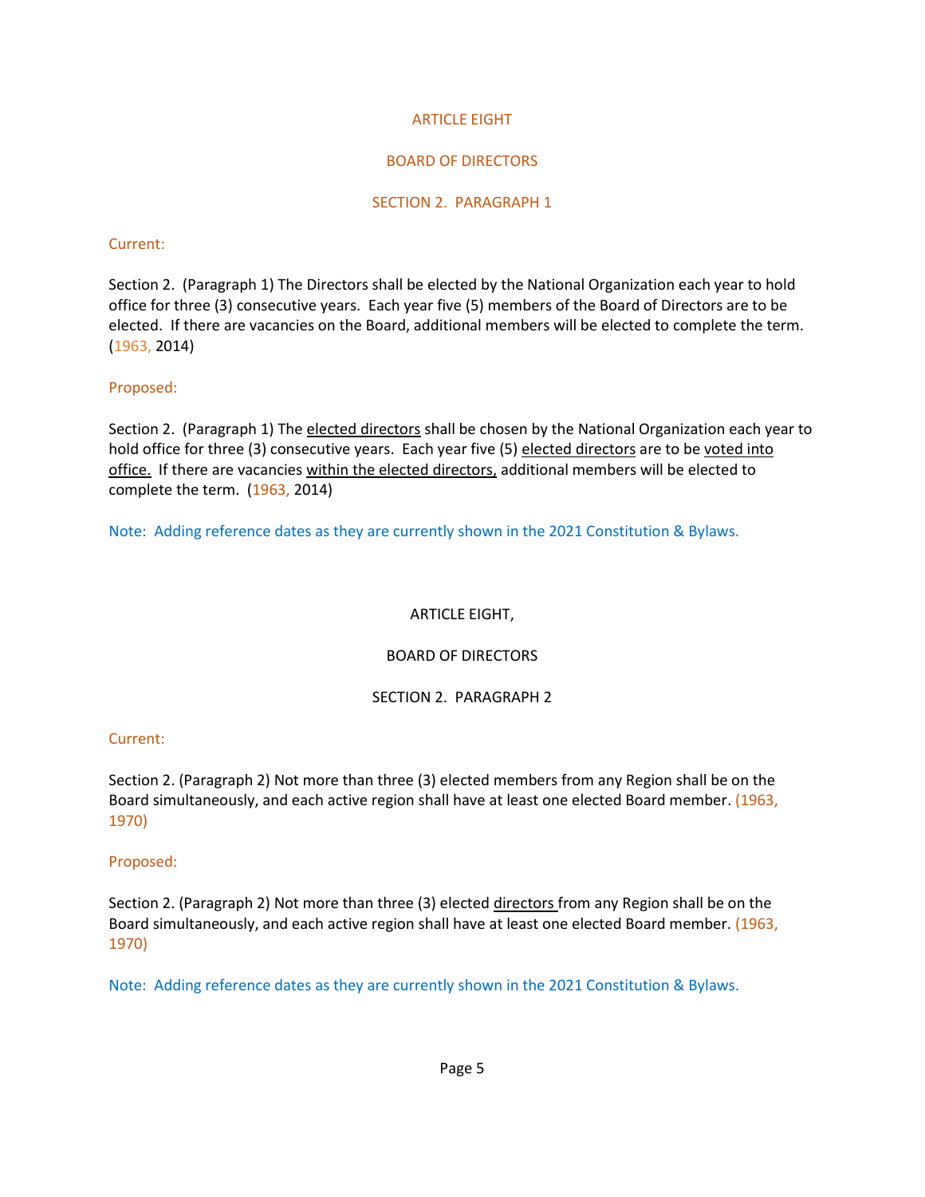ARTICLE EIGHT

BOARD OF DIRECTORS

SECTION 2. PARAGRAPH 1

Current:

Section 2. (Paragraph 1) The Directors shall be elected by the National Organization each year to hold office for three (3) consecutive years. Each year five (5) members of the Board of Directors are to be elected. If there are vacancies on the Board, additional members will be elected to complete the term. (1963, 2014)

Proposed:

Section 2. (Paragraph 1) The <u>elected directors</u> shall be chosen by the National Organization each year to hold office for three (3) consecutive years. Each year five (5) <u>elected directors</u> are to be <u>voted into office.</u> If there are vacancies <u>within the elected directors,</u> additional members will be elected to complete the term. (1963, 2014)

Note: Adding reference dates as they are currently shown in the 2021 Constitution & Bylaws.

ARTICLE EIGHT,

BOARD OF DIRECTORS

SECTION 2. PARAGRAPH 2

Current:

Section 2. (Paragraph 2) Not more than three (3) elected members from any Region shall be on the Board simultaneously, and each active region shall have at least one elected Board member. (1963, 1970)

Proposed:

Section 2. (Paragraph 2) Not more than three (3) elected <u>directors</u> from any Region shall be on the Board simultaneously, and each active region shall have at least one elected Board member. (1963, 1970)

Note: Adding reference dates as they are currently shown in the 2021 Constitution & Bylaws.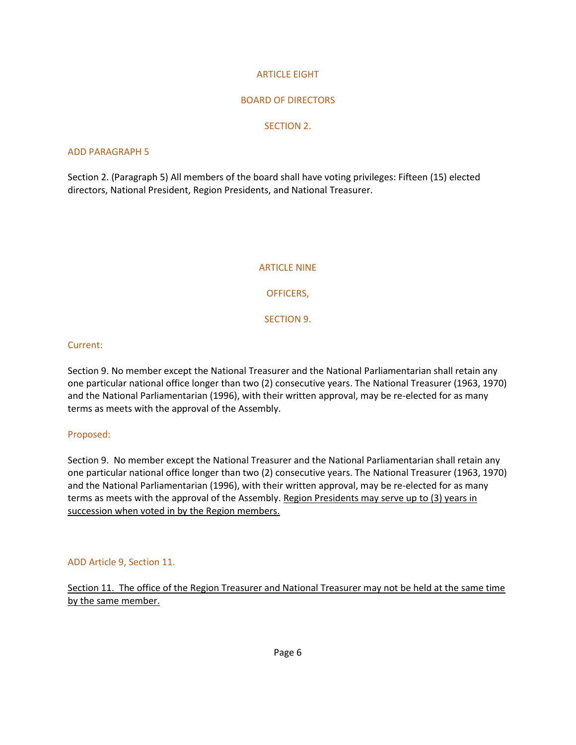# ARTICLE EIGHT

## BOARD OF DIRECTORS

### SECTION 2.

ADD PARAGRAPH 5

Section 2. (Paragraph 5) All members of the board shall have voting privileges: Fifteen (15) elected directors, National President, Region Presidents, and National Treasurer.

# ARTICLE NINE

## OFFICERS,

### SECTION 9.

Current:

Section 9. No member except the National Treasurer and the National Parliamentarian shall retain any one particular national office longer than two (2) consecutive years. The National Treasurer (1963, 1970) and the National Parliamentarian (1996), with their written approval, may be re-elected for as many terms as meets with the approval of the Assembly.

Proposed:

Section 9. No member except the National Treasurer and the National Parliamentarian shall retain any one particular national office longer than two (2) consecutive years. The National Treasurer (1963, 1970) and the National Parliamentarian (1996), with their written approval, may be re-elected for as many terms as meets with the approval of the Assembly. <u>Region Presidents may serve up to (3) years in succession when voted in by the Region members.</u>

ADD Article 9, Section 11.

<u>Section 11. The office of the Region Treasurer and National Treasurer may not be held at the same time by the same member.</u>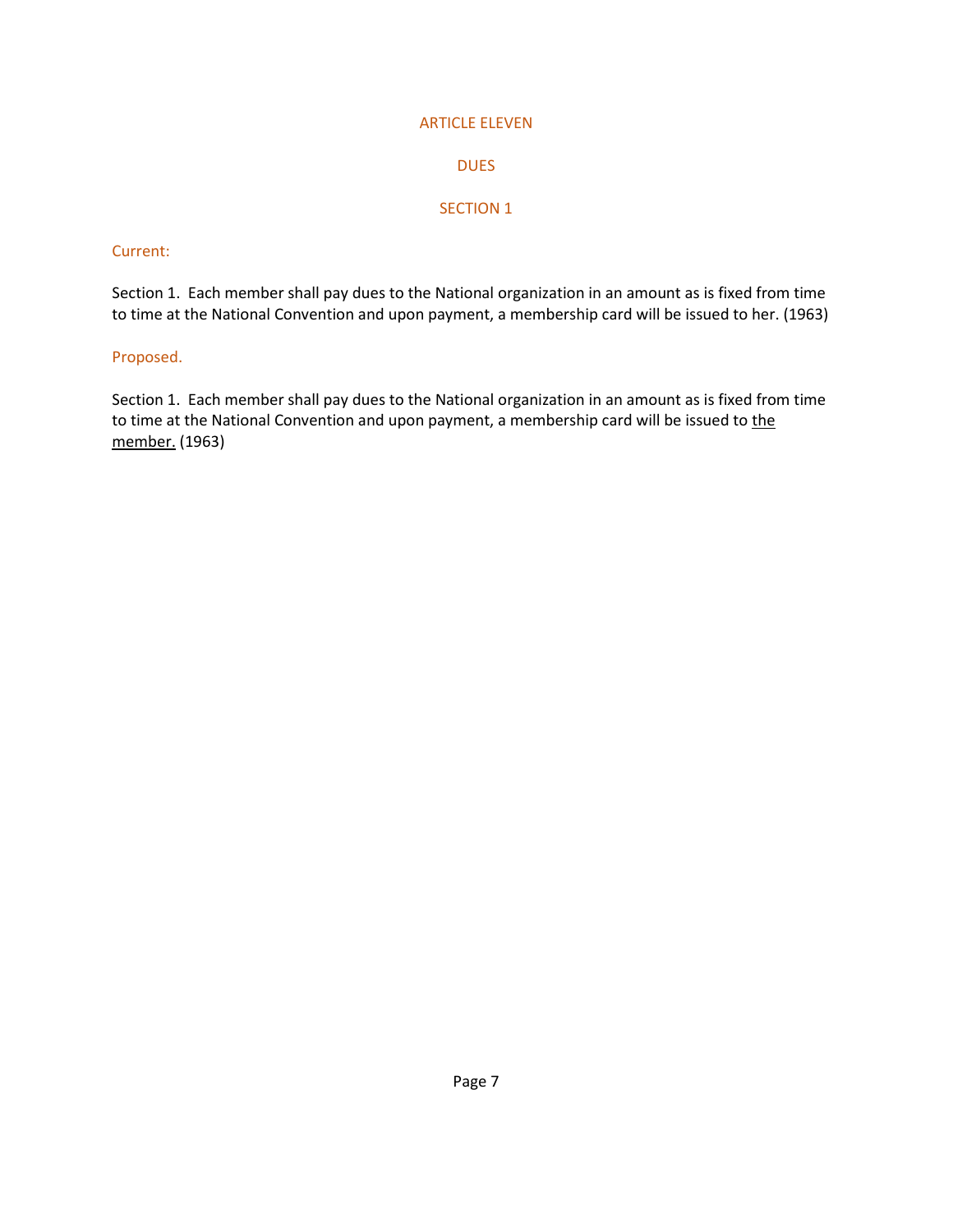## ARTICLE ELEVEN

## DUES

### SECTION 1

Current:

Section 1. Each member shall pay dues to the National organization in an amount as is fixed from time to time at the National Convention and upon payment, a membership card will be issued to her. (1963)

Proposed.

Section 1. Each member shall pay dues to the National organization in an amount as is fixed from time to time at the National Convention and upon payment, a membership card will be issued to <u>the member.</u> (1963)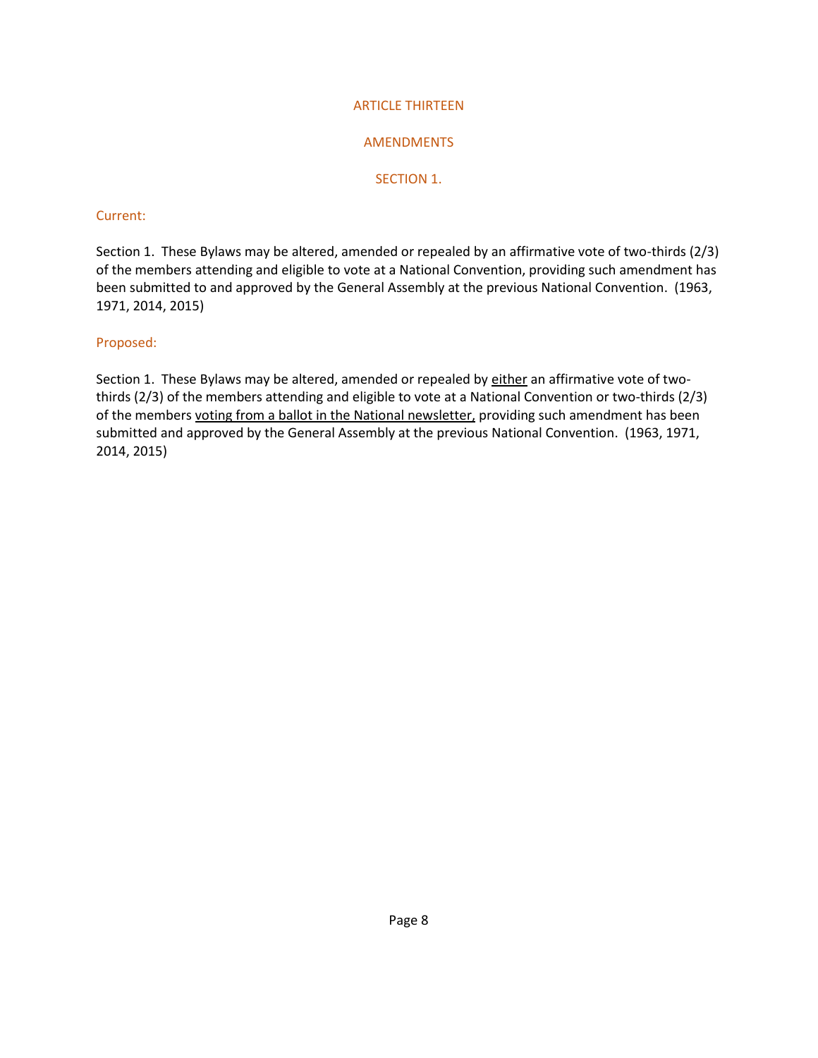## ARTICLE THIRTEEN

## AMENDMENTS

### SECTION 1.

Current:

Section 1. These Bylaws may be altered, amended or repealed by an affirmative vote of two-thirds (2/3) of the members attending and eligible to vote at a National Convention, providing such amendment has been submitted to and approved by the General Assembly at the previous National Convention. (1963, 1971, 2014, 2015)

Proposed:

Section 1. These Bylaws may be altered, amended or repealed by <u>either</u> an affirmative vote of two-thirds (2/3) of the members attending and eligible to vote at a National Convention or two-thirds (2/3) of the members <u>voting from a ballot in the National newsletter,</u> providing such amendment has been submitted and approved by the General Assembly at the previous National Convention. (1963, 1971, 2014, 2015)